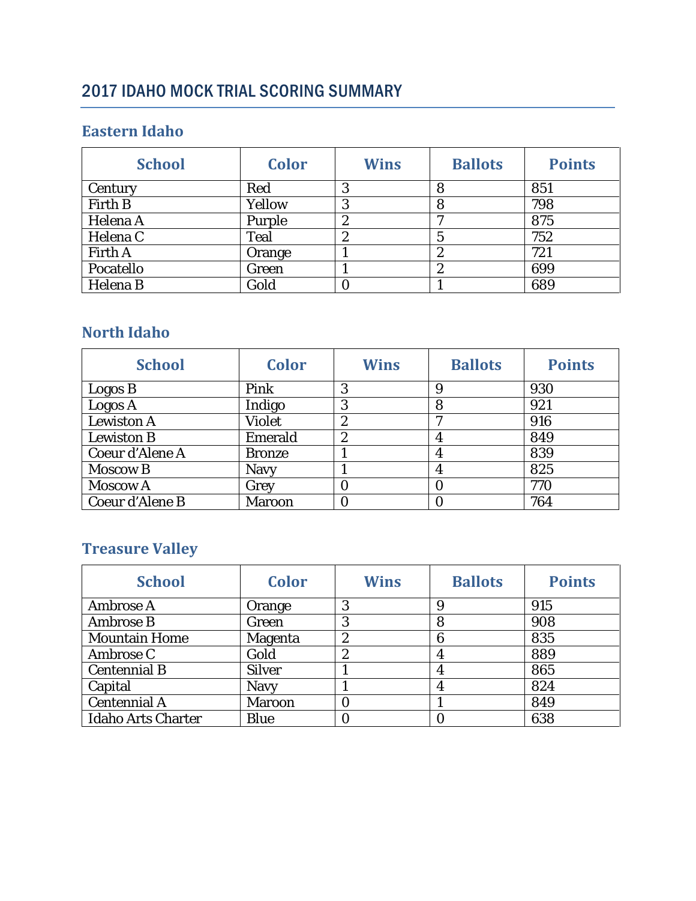# 2017 IDAHO MOCK TRIAL SCORING SUMMARY

## Eastern Idaho

| School | Color | Wins | Ballots | Points |
|---|---|---|---|---|
| Century | Red | 3 | 8 | 851 |
| Firth B | Yellow | 3 | 8 | 798 |
| Helena A | Purple | 2 | 7 | 875 |
| Helena C | Teal | 2 | 5 | 752 |
| Firth A | Orange | 1 | 2 | 721 |
| Pocatello | Green | 1 | 2 | 699 |
| Helena B | Gold | 0 | 1 | 689 |

## North Idaho

| School | Color | Wins | Ballots | Points |
|---|---|---|---|---|
| Logos B | Pink | 3 | 9 | 930 |
| Logos A | Indigo | 3 | 8 | 921 |
| Lewiston A | Violet | 2 | 7 | 916 |
| Lewiston B | Emerald | 2 | 4 | 849 |
| Coeur d'Alene A | Bronze | 1 | 4 | 839 |
| Moscow B | Navy | 1 | 4 | 825 |
| Moscow A | Grey | 0 | 0 | 770 |
| Coeur d'Alene B | Maroon | 0 | 0 | 764 |

## Treasure Valley

| School | Color | Wins | Ballots | Points |
|---|---|---|---|---|
| Ambrose A | Orange | 3 | 9 | 915 |
| Ambrose B | Green | 3 | 8 | 908 |
| Mountain Home | Magenta | 2 | 6 | 835 |
| Ambrose C | Gold | 2 | 4 | 889 |
| Centennial B | Silver | 1 | 4 | 865 |
| Capital | Navy | 1 | 4 | 824 |
| Centennial A | Maroon | 0 | 1 | 849 |
| Idaho Arts Charter | Blue | 0 | 0 | 638 |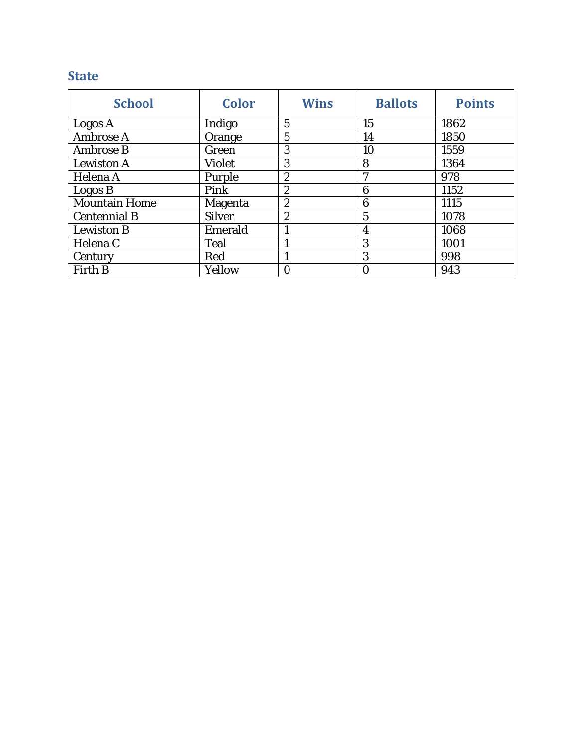## State

| School | Color | Wins | Ballots | Points |
| --- | --- | --- | --- | --- |
| Logos A | Indigo | 5 | 15 | 1862 |
| Ambrose A | Orange | 5 | 14 | 1850 |
| Ambrose B | Green | 3 | 10 | 1559 |
| Lewiston A | Violet | 3 | 8 | 1364 |
| Helena A | Purple | 2 | 7 | 978 |
| Logos B | Pink | 2 | 6 | 1152 |
| Mountain Home | Magenta | 2 | 6 | 1115 |
| Centennial B | Silver | 2 | 5 | 1078 |
| Lewiston B | Emerald | 1 | 4 | 1068 |
| Helena C | Teal | 1 | 3 | 1001 |
| Century | Red | 1 | 3 | 998 |
| Firth B | Yellow | 0 | 0 | 943 |